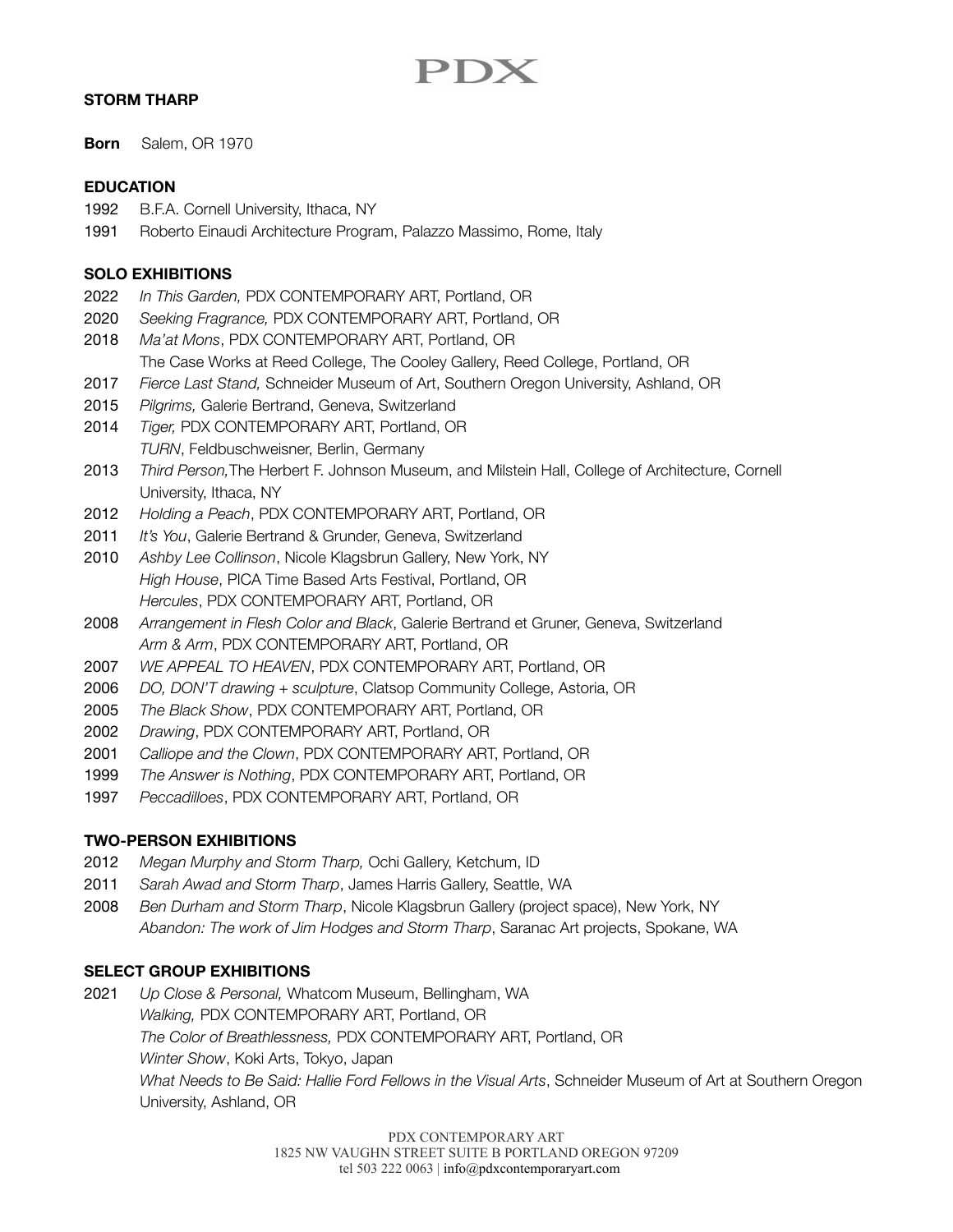# STORM THARP

**Born** Salem, OR 1970

## EDUCATION

1992 B.F.A. Cornell University, Ithaca, NY
1991 Roberto Einaudi Architecture Program, Palazzo Massimo, Rome, Italy

## SOLO EXHIBITIONS

2022 *In This Garden,* PDX CONTEMPORARY ART, Portland, OR
2020 *Seeking Fragrance,* PDX CONTEMPORARY ART, Portland, OR
2018 *Ma'at Mons*, PDX CONTEMPORARY ART, Portland, OR
The Case Works at Reed College, The Cooley Gallery, Reed College, Portland, OR
2017 *Fierce Last Stand,* Schneider Museum of Art, Southern Oregon University, Ashland, OR
2015 *Pilgrims,* Galerie Bertrand, Geneva, Switzerland
2014 *Tiger,* PDX CONTEMPORARY ART, Portland, OR
*TURN*, Feldbuschweisner, Berlin, Germany
2013 *Third Person,*The Herbert F. Johnson Museum, and Milstein Hall, College of Architecture, Cornell University, Ithaca, NY
2012 *Holding a Peach*, PDX CONTEMPORARY ART, Portland, OR
2011 *It's You*, Galerie Bertrand & Grunder, Geneva, Switzerland
2010 *Ashby Lee Collinson*, Nicole Klagsbrun Gallery, New York, NY
*High House*, PICA Time Based Arts Festival, Portland, OR
*Hercules*, PDX CONTEMPORARY ART, Portland, OR
2008 *Arrangement in Flesh Color and Black*, Galerie Bertrand et Gruner, Geneva, Switzerland
*Arm & Arm*, PDX CONTEMPORARY ART, Portland, OR
2007 *WE APPEAL TO HEAVEN*, PDX CONTEMPORARY ART, Portland, OR
2006 *DO, DON'T drawing + sculpture*, Clatsop Community College, Astoria, OR
2005 *The Black Show*, PDX CONTEMPORARY ART, Portland, OR
2002 *Drawing*, PDX CONTEMPORARY ART, Portland, OR
2001 *Calliope and the Clown*, PDX CONTEMPORARY ART, Portland, OR
1999 *The Answer is Nothing*, PDX CONTEMPORARY ART, Portland, OR
1997 *Peccadilloes*, PDX CONTEMPORARY ART, Portland, OR

## TWO-PERSON EXHIBITIONS

2012 *Megan Murphy and Storm Tharp,* Ochi Gallery, Ketchum, ID
2011 *Sarah Awad and Storm Tharp*, James Harris Gallery, Seattle, WA
2008 *Ben Durham and Storm Tharp*, Nicole Klagsbrun Gallery (project space), New York, NY
*Abandon: The work of Jim Hodges and Storm Tharp*, Saranac Art projects, Spokane, WA

## SELECT GROUP EXHIBITIONS

2021 *Up Close & Personal,* Whatcom Museum, Bellingham, WA
*Walking,* PDX CONTEMPORARY ART, Portland, OR
*The Color of Breathlessness,* PDX CONTEMPORARY ART, Portland, OR
*Winter Show*, Koki Arts, Tokyo, Japan
*What Needs to Be Said: Hallie Ford Fellows in the Visual Arts*, Schneider Museum of Art at Southern Oregon University, Ashland, OR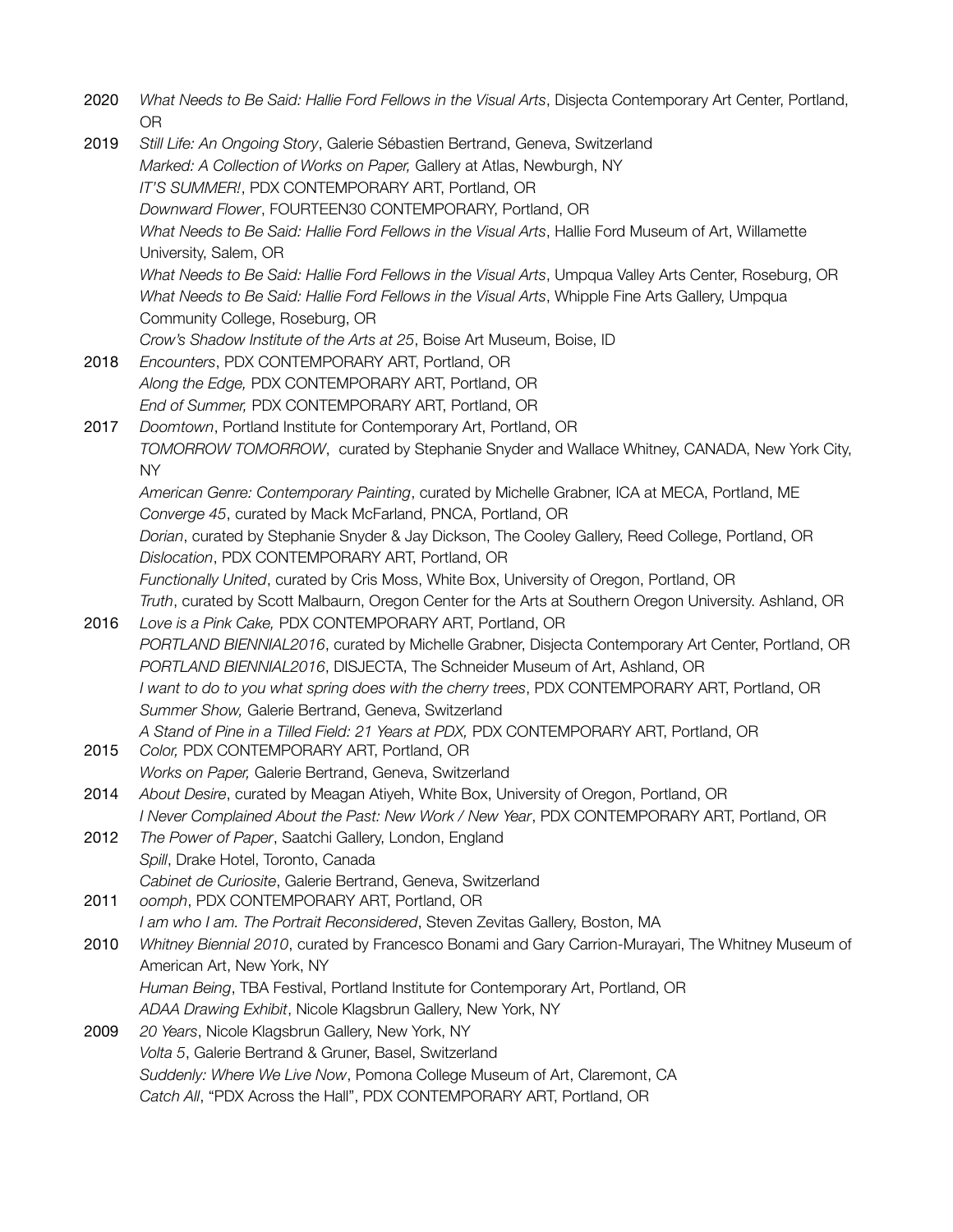2020 *What Needs to Be Said: Hallie Ford Fellows in the Visual Arts*, Disjecta Contemporary Art Center, Portland, OR

2019 *Still Life: An Ongoing Story*, Galerie Sébastien Bertrand, Geneva, Switzerland
*Marked: A Collection of Works on Paper,* Gallery at Atlas, Newburgh, NY
*IT'S SUMMER!*, PDX CONTEMPORARY ART, Portland, OR
*Downward Flower*, FOURTEEN30 CONTEMPORARY, Portland, OR
*What Needs to Be Said: Hallie Ford Fellows in the Visual Arts*, Hallie Ford Museum of Art, Willamette University, Salem, OR
*What Needs to Be Said: Hallie Ford Fellows in the Visual Arts*, Umpqua Valley Arts Center, Roseburg, OR
*What Needs to Be Said: Hallie Ford Fellows in the Visual Arts*, Whipple Fine Arts Gallery, Umpqua Community College, Roseburg, OR
*Crow's Shadow Institute of the Arts at 25*, Boise Art Museum, Boise, ID

2018 *Encounters*, PDX CONTEMPORARY ART, Portland, OR
*Along the Edge,* PDX CONTEMPORARY ART, Portland, OR
*End of Summer,* PDX CONTEMPORARY ART, Portland, OR

2017 *Doomtown*, Portland Institute for Contemporary Art, Portland, OR
*TOMORROW TOMORROW*, curated by Stephanie Snyder and Wallace Whitney, CANADA, New York City, NY
*American Genre: Contemporary Painting*, curated by Michelle Grabner, ICA at MECA, Portland, ME
*Converge 45*, curated by Mack McFarland, PNCA, Portland, OR
*Dorian*, curated by Stephanie Snyder & Jay Dickson, The Cooley Gallery, Reed College, Portland, OR
*Dislocation*, PDX CONTEMPORARY ART, Portland, OR
*Functionally United*, curated by Cris Moss, White Box, University of Oregon, Portland, OR
*Truth*, curated by Scott Malbaurn, Oregon Center for the Arts at Southern Oregon University. Ashland, OR

2016 *Love is a Pink Cake,* PDX CONTEMPORARY ART, Portland, OR
*PORTLAND BIENNIAL2016*, curated by Michelle Grabner, Disjecta Contemporary Art Center, Portland, OR
*PORTLAND BIENNIAL2016*, DISJECTA, The Schneider Museum of Art, Ashland, OR
*I want to do to you what spring does with the cherry trees*, PDX CONTEMPORARY ART, Portland, OR
*Summer Show,* Galerie Bertrand, Geneva, Switzerland
*A Stand of Pine in a Tilled Field: 21 Years at PDX,* PDX CONTEMPORARY ART, Portland, OR

2015 *Color,* PDX CONTEMPORARY ART, Portland, OR
*Works on Paper,* Galerie Bertrand, Geneva, Switzerland

2014 *About Desire*, curated by Meagan Atiyeh, White Box, University of Oregon, Portland, OR
*I Never Complained About the Past: New Work / New Year*, PDX CONTEMPORARY ART, Portland, OR

2012 *The Power of Paper*, Saatchi Gallery, London, England
*Spill*, Drake Hotel, Toronto, Canada
*Cabinet de Curiosite*, Galerie Bertrand, Geneva, Switzerland

2011 *oomph*, PDX CONTEMPORARY ART, Portland, OR
*I am who I am. The Portrait Reconsidered*, Steven Zevitas Gallery, Boston, MA

2010 *Whitney Biennial 2010*, curated by Francesco Bonami and Gary Carrion-Murayari, The Whitney Museum of American Art, New York, NY
*Human Being*, TBA Festival, Portland Institute for Contemporary Art, Portland, OR
*ADAA Drawing Exhibit*, Nicole Klagsbrun Gallery, New York, NY

2009 *20 Years*, Nicole Klagsbrun Gallery, New York, NY
*Volta 5*, Galerie Bertrand & Gruner, Basel, Switzerland
*Suddenly: Where We Live Now*, Pomona College Museum of Art, Claremont, CA
*Catch All*, "PDX Across the Hall", PDX CONTEMPORARY ART, Portland, OR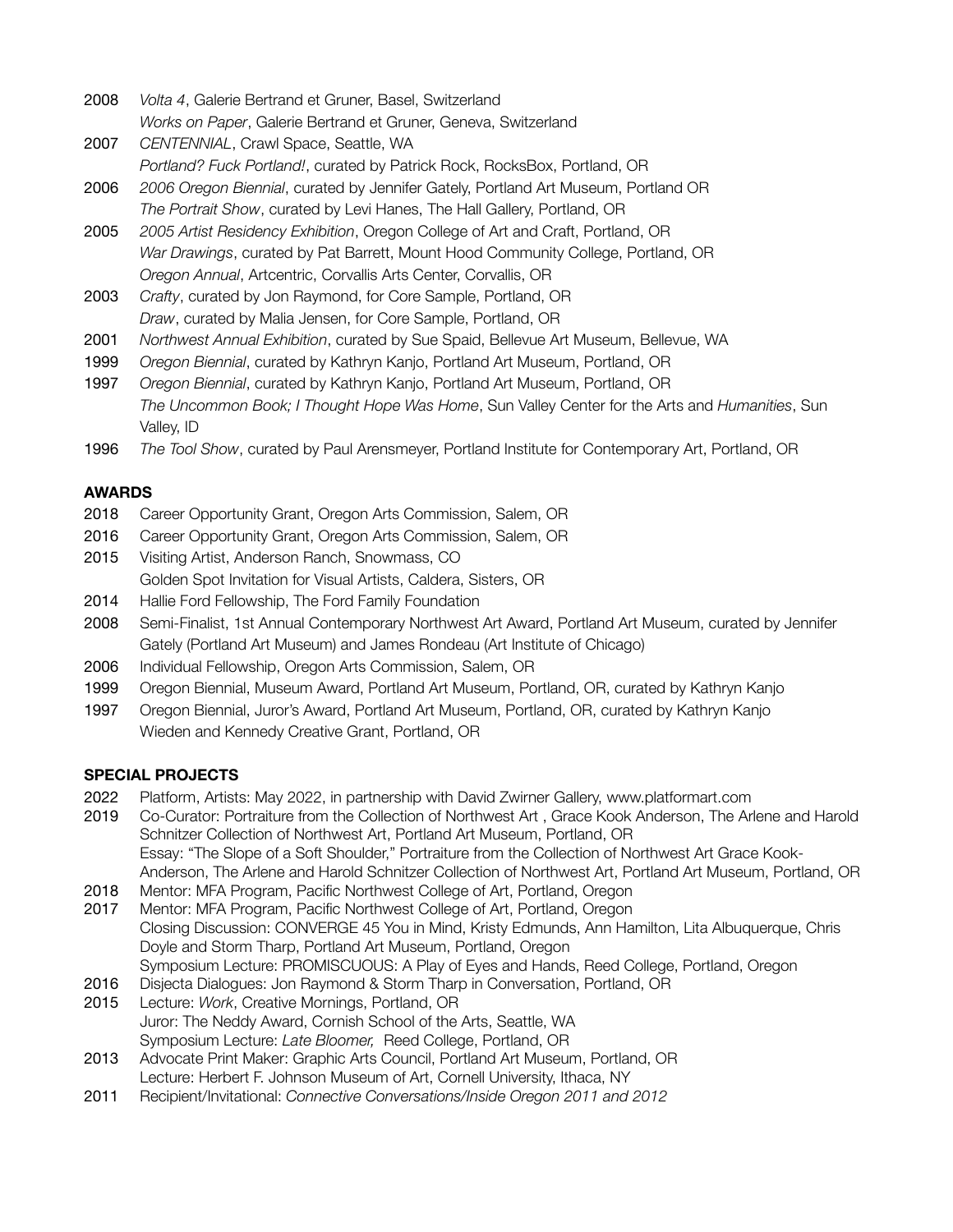2008 *Volta 4*, Galerie Bertrand et Gruner, Basel, Switzerland
*Works on Paper*, Galerie Bertrand et Gruner, Geneva, Switzerland

2007 *CENTENNIAL*, Crawl Space, Seattle, WA
*Portland? Fuck Portland!*, curated by Patrick Rock, RocksBox, Portland, OR

2006 *2006 Oregon Biennial*, curated by Jennifer Gately, Portland Art Museum, Portland OR
*The Portrait Show*, curated by Levi Hanes, The Hall Gallery, Portland, OR

2005 *2005 Artist Residency Exhibition*, Oregon College of Art and Craft, Portland, OR
*War Drawings*, curated by Pat Barrett, Mount Hood Community College, Portland, OR
*Oregon Annual*, Artcentric, Corvallis Arts Center, Corvallis, OR

2003 *Crafty*, curated by Jon Raymond, for Core Sample, Portland, OR
*Draw*, curated by Malia Jensen, for Core Sample, Portland, OR

2001 *Northwest Annual Exhibition*, curated by Sue Spaid, Bellevue Art Museum, Bellevue, WA

1999 *Oregon Biennial*, curated by Kathryn Kanjo, Portland Art Museum, Portland, OR

1997 *Oregon Biennial*, curated by Kathryn Kanjo, Portland Art Museum, Portland, OR
*The Uncommon Book; I Thought Hope Was Home*, Sun Valley Center for the Arts and *Humanities*, Sun Valley, ID

1996 *The Tool Show*, curated by Paul Arensmeyer, Portland Institute for Contemporary Art, Portland, OR

**AWARDS**

2018 Career Opportunity Grant, Oregon Arts Commission, Salem, OR

2016 Career Opportunity Grant, Oregon Arts Commission, Salem, OR

2015 Visiting Artist, Anderson Ranch, Snowmass, CO
Golden Spot Invitation for Visual Artists, Caldera, Sisters, OR

2014 Hallie Ford Fellowship, The Ford Family Foundation

2008 Semi-Finalist, 1st Annual Contemporary Northwest Art Award, Portland Art Museum, curated by Jennifer Gately (Portland Art Museum) and James Rondeau (Art Institute of Chicago)

2006 Individual Fellowship, Oregon Arts Commission, Salem, OR

1999 Oregon Biennial, Museum Award, Portland Art Museum, Portland, OR, curated by Kathryn Kanjo

1997 Oregon Biennial, Juror's Award, Portland Art Museum, Portland, OR, curated by Kathryn Kanjo
Wieden and Kennedy Creative Grant, Portland, OR

**SPECIAL PROJECTS**

2022 Platform, Artists: May 2022, in partnership with David Zwirner Gallery, www.platformart.com

2019 Co-Curator: Portraiture from the Collection of Northwest Art , Grace Kook Anderson, The Arlene and Harold Schnitzer Collection of Northwest Art, Portland Art Museum, Portland, OR
Essay: "The Slope of a Soft Shoulder," Portraiture from the Collection of Northwest Art Grace Kook-Anderson, The Arlene and Harold Schnitzer Collection of Northwest Art, Portland Art Museum, Portland, OR

2018 Mentor: MFA Program, Pacific Northwest College of Art, Portland, Oregon

2017 Mentor: MFA Program, Pacific Northwest College of Art, Portland, Oregon
Closing Discussion: CONVERGE 45 You in Mind, Kristy Edmunds, Ann Hamilton, Lita Albuquerque, Chris Doyle and Storm Tharp, Portland Art Museum, Portland, Oregon
Symposium Lecture: PROMISCUOUS: A Play of Eyes and Hands, Reed College, Portland, Oregon

2016 Disjecta Dialogues: Jon Raymond & Storm Tharp in Conversation, Portland, OR

2015 Lecture: *Work*, Creative Mornings, Portland, OR
Juror: The Neddy Award, Cornish School of the Arts, Seattle, WA
Symposium Lecture: *Late Bloomer,* Reed College, Portland, OR

2013 Advocate Print Maker: Graphic Arts Council, Portland Art Museum, Portland, OR
Lecture: Herbert F. Johnson Museum of Art, Cornell University, Ithaca, NY

2011 Recipient/Invitational: *Connective Conversations/Inside Oregon 2011 and 2012*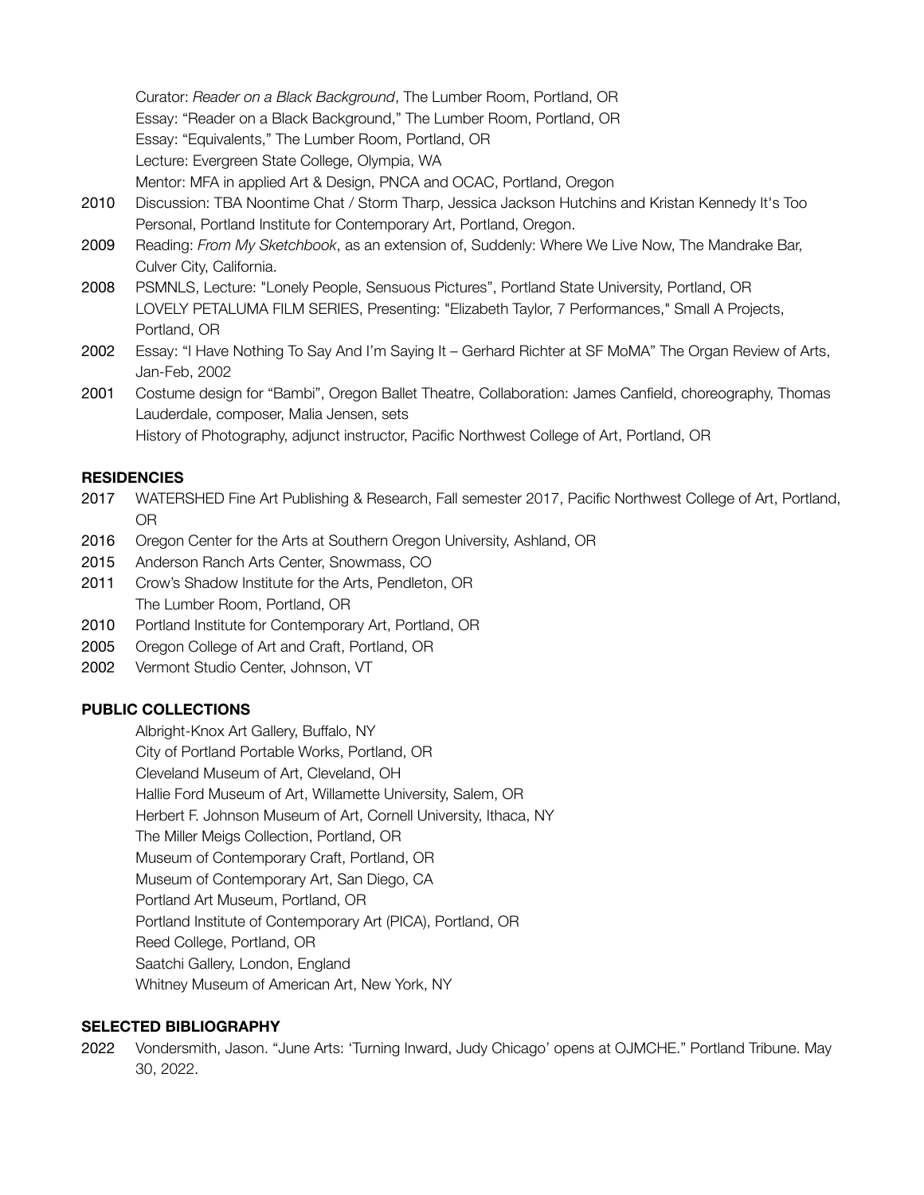Curator: *Reader on a Black Background*, The Lumber Room, Portland, OR
Essay: "Reader on a Black Background," The Lumber Room, Portland, OR
Essay: "Equivalents," The Lumber Room, Portland, OR
Lecture: Evergreen State College, Olympia, WA
Mentor: MFA in applied Art & Design, PNCA and OCAC, Portland, Oregon

2010 Discussion: TBA Noontime Chat / Storm Tharp, Jessica Jackson Hutchins and Kristan Kennedy It's Too Personal, Portland Institute for Contemporary Art, Portland, Oregon.

2009 Reading: *From My Sketchbook*, as an extension of, Suddenly: Where We Live Now, The Mandrake Bar, Culver City, California.

2008 PSMNLS, Lecture: "Lonely People, Sensuous Pictures", Portland State University, Portland, OR
LOVELY PETALUMA FILM SERIES, Presenting: "Elizabeth Taylor, 7 Performances," Small A Projects, Portland, OR

2002 Essay: "I Have Nothing To Say And I'm Saying It – Gerhard Richter at SF MoMA" The Organ Review of Arts, Jan-Feb, 2002

2001 Costume design for "Bambi", Oregon Ballet Theatre, Collaboration: James Canfield, choreography, Thomas Lauderdale, composer, Malia Jensen, sets
History of Photography, adjunct instructor, Pacific Northwest College of Art, Portland, OR

**RESIDENCIES**

2017 WATERSHED Fine Art Publishing & Research, Fall semester 2017, Pacific Northwest College of Art, Portland, OR

2016 Oregon Center for the Arts at Southern Oregon University, Ashland, OR

2015 Anderson Ranch Arts Center, Snowmass, CO

2011 Crow's Shadow Institute for the Arts, Pendleton, OR
The Lumber Room, Portland, OR

2010 Portland Institute for Contemporary Art, Portland, OR

2005 Oregon College of Art and Craft, Portland, OR

2002 Vermont Studio Center, Johnson, VT

**PUBLIC COLLECTIONS**

Albright-Knox Art Gallery, Buffalo, NY
City of Portland Portable Works, Portland, OR
Cleveland Museum of Art, Cleveland, OH
Hallie Ford Museum of Art, Willamette University, Salem, OR
Herbert F. Johnson Museum of Art, Cornell University, Ithaca, NY
The Miller Meigs Collection, Portland, OR
Museum of Contemporary Craft, Portland, OR
Museum of Contemporary Art, San Diego, CA
Portland Art Museum, Portland, OR
Portland Institute of Contemporary Art (PICA), Portland, OR
Reed College, Portland, OR
Saatchi Gallery, London, England
Whitney Museum of American Art, New York, NY

**SELECTED BIBLIOGRAPHY**

2022 Vondersmith, Jason. "June Arts: 'Turning Inward, Judy Chicago' opens at OJMCHE." Portland Tribune. May 30, 2022.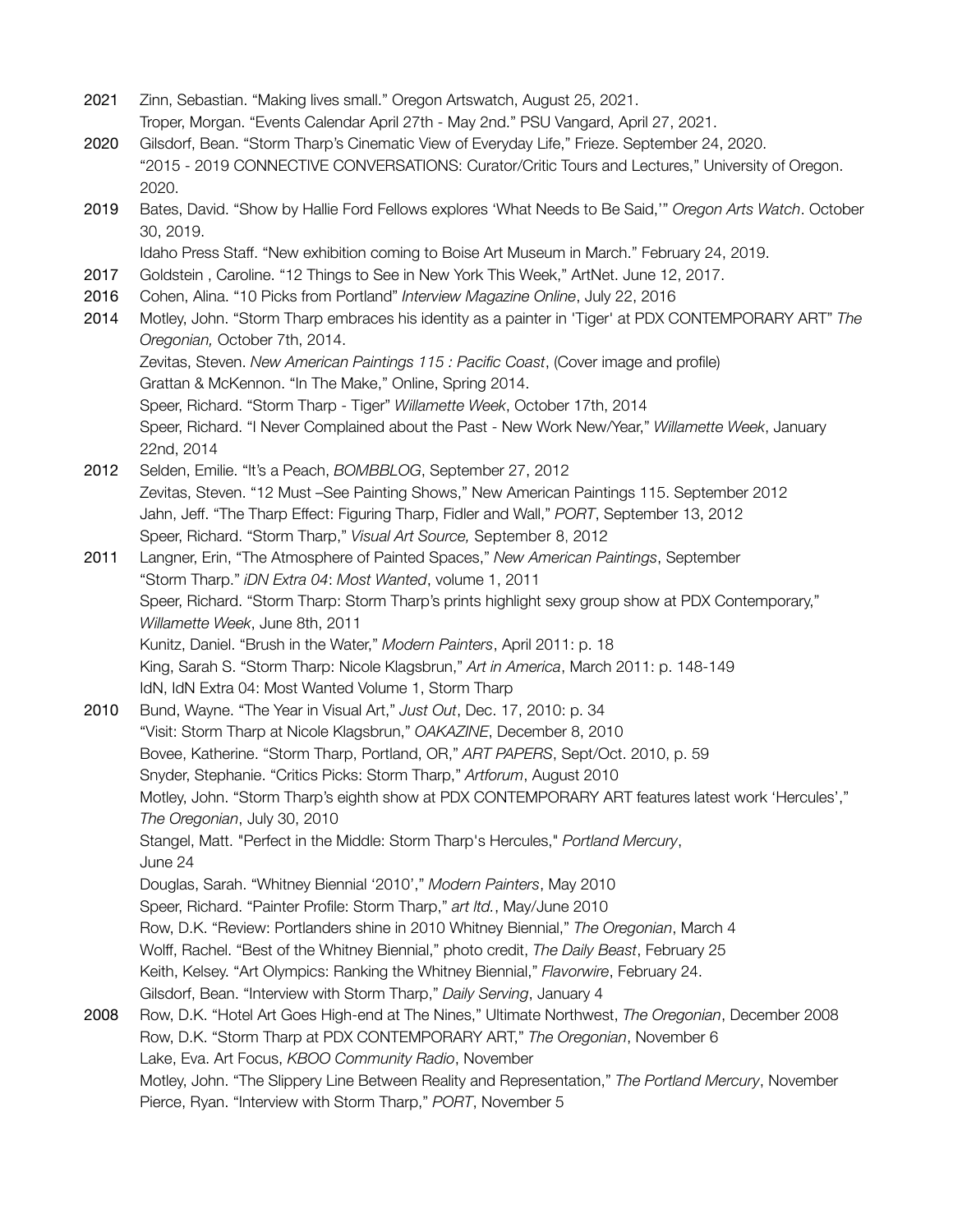2021 Zinn, Sebastian. "Making lives small." Oregon Artswatch, August 25, 2021.
Troper, Morgan. "Events Calendar April 27th - May 2nd." PSU Vangard, April 27, 2021.

2020 Gilsdorf, Bean. "Storm Tharp's Cinematic View of Everyday Life," Frieze. September 24, 2020.
"2015 - 2019 CONNECTIVE CONVERSATIONS: Curator/Critic Tours and Lectures," University of Oregon. 2020.

2019 Bates, David. "Show by Hallie Ford Fellows explores 'What Needs to Be Said,'" *Oregon Arts Watch*. October 30, 2019.
Idaho Press Staff. "New exhibition coming to Boise Art Museum in March." February 24, 2019.

2017 Goldstein , Caroline. "12 Things to See in New York This Week," ArtNet. June 12, 2017.

2016 Cohen, Alina. "10 Picks from Portland" *Interview Magazine Online*, July 22, 2016

2014 Motley, John. "Storm Tharp embraces his identity as a painter in 'Tiger' at PDX CONTEMPORARY ART" *The Oregonian,* October 7th, 2014.
Zevitas, Steven. *New American Paintings 115 : Pacific Coast*, (Cover image and profile)
Grattan & McKennon. "In The Make," Online, Spring 2014.
Speer, Richard. "Storm Tharp - Tiger" *Willamette Week*, October 17th, 2014
Speer, Richard. "I Never Complained about the Past - New Work New/Year," *Willamette Week*, January 22nd, 2014

2012 Selden, Emilie. "It's a Peach, *BOMBBLOG*, September 27, 2012
Zevitas, Steven. "12 Must –See Painting Shows," New American Paintings 115. September 2012
Jahn, Jeff. "The Tharp Effect: Figuring Tharp, Fidler and Wall," *PORT*, September 13, 2012
Speer, Richard. "Storm Tharp," *Visual Art Source,* September 8, 2012

2011 Langner, Erin, "The Atmosphere of Painted Spaces," *New American Paintings*, September
"Storm Tharp." *iDN Extra 04*: *Most Wanted*, volume 1, 2011
Speer, Richard. "Storm Tharp: Storm Tharp's prints highlight sexy group show at PDX Contemporary," *Willamette Week*, June 8th, 2011
Kunitz, Daniel. "Brush in the Water," *Modern Painters*, April 2011: p. 18
King, Sarah S. "Storm Tharp: Nicole Klagsbrun," *Art in America*, March 2011: p. 148-149
IdN, IdN Extra 04: Most Wanted Volume 1, Storm Tharp

2010 Bund, Wayne. "The Year in Visual Art," *Just Out*, Dec. 17, 2010: p. 34
"Visit: Storm Tharp at Nicole Klagsbrun," *OAKAZINE*, December 8, 2010
Bovee, Katherine. "Storm Tharp, Portland, OR," *ART PAPERS*, Sept/Oct. 2010, p. 59
Snyder, Stephanie. "Critics Picks: Storm Tharp," *Artforum*, August 2010
Motley, John. "Storm Tharp's eighth show at PDX CONTEMPORARY ART features latest work 'Hercules'," *The Oregonian*, July 30, 2010
Stangel, Matt. "Perfect in the Middle: Storm Tharp's Hercules," *Portland Mercury*, June 24
Douglas, Sarah. "Whitney Biennial '2010'," *Modern Painters*, May 2010
Speer, Richard. "Painter Profile: Storm Tharp," *art ltd.*, May/June 2010
Row, D.K. "Review: Portlanders shine in 2010 Whitney Biennial," *The Oregonian*, March 4
Wolff, Rachel. "Best of the Whitney Biennial," photo credit, *The Daily Beast*, February 25
Keith, Kelsey. "Art Olympics: Ranking the Whitney Biennial," *Flavorwire*, February 24.
Gilsdorf, Bean. "Interview with Storm Tharp," *Daily Serving*, January 4

2008 Row, D.K. "Hotel Art Goes High-end at The Nines," Ultimate Northwest, *The Oregonian*, December 2008
Row, D.K. "Storm Tharp at PDX CONTEMPORARY ART," *The Oregonian*, November 6
Lake, Eva. Art Focus, *KBOO Community Radio*, November
Motley, John. "The Slippery Line Between Reality and Representation," *The Portland Mercury*, November
Pierce, Ryan. "Interview with Storm Tharp," *PORT*, November 5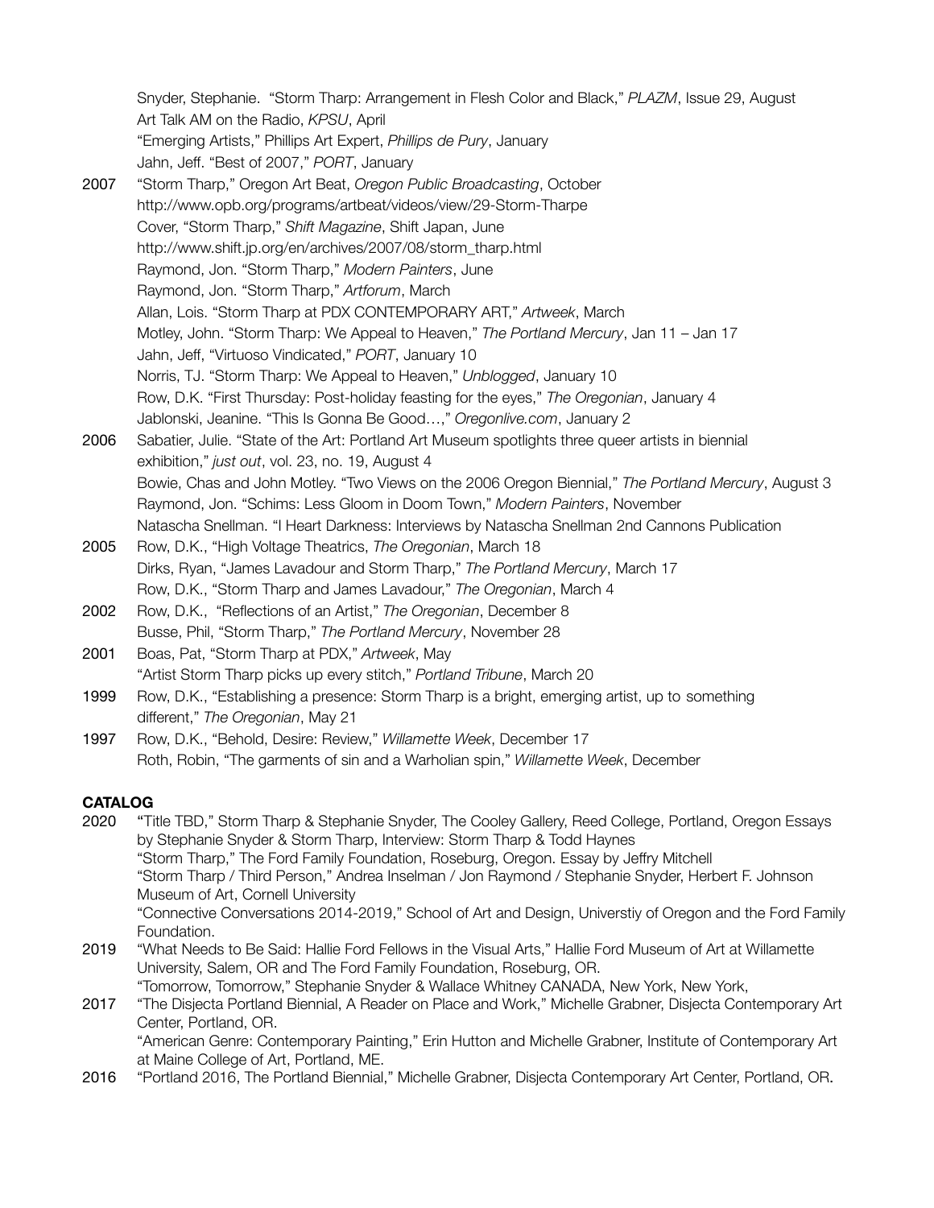Snyder, Stephanie. "Storm Tharp: Arrangement in Flesh Color and Black," *PLAZM*, Issue 29, August
Art Talk AM on the Radio, *KPSU*, April
"Emerging Artists," Phillips Art Expert, *Phillips de Pury*, January
Jahn, Jeff. "Best of 2007," *PORT*, January

2007 "Storm Tharp," Oregon Art Beat, *Oregon Public Broadcasting*, October
http://www.opb.org/programs/artbeat/videos/view/29-Storm-Tharpe
Cover, "Storm Tharp," *Shift Magazine*, Shift Japan, June
http://www.shift.jp.org/en/archives/2007/08/storm_tharp.html
Raymond, Jon. "Storm Tharp," *Modern Painters*, June
Raymond, Jon. "Storm Tharp," *Artforum*, March
Allan, Lois. "Storm Tharp at PDX CONTEMPORARY ART," *Artweek*, March
Motley, John. "Storm Tharp: We Appeal to Heaven," *The Portland Mercury*, Jan 11 – Jan 17
Jahn, Jeff, "Virtuoso Vindicated," *PORT*, January 10
Norris, TJ. "Storm Tharp: We Appeal to Heaven," *Unblogged*, January 10
Row, D.K. "First Thursday: Post-holiday feasting for the eyes," *The Oregonian*, January 4
Jablonski, Jeanine. "This Is Gonna Be Good…," *Oregonlive.com*, January 2

2006 Sabatier, Julie. "State of the Art: Portland Art Museum spotlights three queer artists in biennial exhibition," *just out*, vol. 23, no. 19, August 4
Bowie, Chas and John Motley. "Two Views on the 2006 Oregon Biennial," *The Portland Mercury*, August 3
Raymond, Jon. "Schims: Less Gloom in Doom Town," *Modern Painters*, November
Natascha Snellman. "I Heart Darkness: Interviews by Natascha Snellman 2nd Cannons Publication

2005 Row, D.K., "High Voltage Theatrics, *The Oregonian*, March 18
Dirks, Ryan, "James Lavadour and Storm Tharp," *The Portland Mercury*, March 17
Row, D.K., "Storm Tharp and James Lavadour," *The Oregonian*, March 4

2002 Row, D.K., "Reflections of an Artist," *The Oregonian*, December 8
Busse, Phil, "Storm Tharp," *The Portland Mercury*, November 28

2001 Boas, Pat, "Storm Tharp at PDX," *Artweek*, May
"Artist Storm Tharp picks up every stitch," *Portland Tribune*, March 20

1999 Row, D.K., "Establishing a presence: Storm Tharp is a bright, emerging artist, up to something different," *The Oregonian*, May 21

1997 Row, D.K., "Behold, Desire: Review," *Willamette Week*, December 17
Roth, Robin, "The garments of sin and a Warholian spin," *Willamette Week*, December

**CATALOG**

2020 "Title TBD," Storm Tharp & Stephanie Snyder, The Cooley Gallery, Reed College, Portland, Oregon Essays by Stephanie Snyder & Storm Tharp, Interview: Storm Tharp & Todd Haynes
"Storm Tharp," The Ford Family Foundation, Roseburg, Oregon. Essay by Jeffry Mitchell
"Storm Tharp / Third Person," Andrea Inselman / Jon Raymond / Stephanie Snyder, Herbert F. Johnson Museum of Art, Cornell University
"Connective Conversations 2014-2019," School of Art and Design, Universtiy of Oregon and the Ford Family Foundation.

2019 "What Needs to Be Said: Hallie Ford Fellows in the Visual Arts," Hallie Ford Museum of Art at Willamette University, Salem, OR and The Ford Family Foundation, Roseburg, OR.
"Tomorrow, Tomorrow," Stephanie Snyder & Wallace Whitney CANADA, New York, New York,

2017 "The Disjecta Portland Biennial, A Reader on Place and Work," Michelle Grabner, Disjecta Contemporary Art Center, Portland, OR.
"American Genre: Contemporary Painting," Erin Hutton and Michelle Grabner, Institute of Contemporary Art at Maine College of Art, Portland, ME.

2016 "Portland 2016, The Portland Biennial," Michelle Grabner, Disjecta Contemporary Art Center, Portland, OR.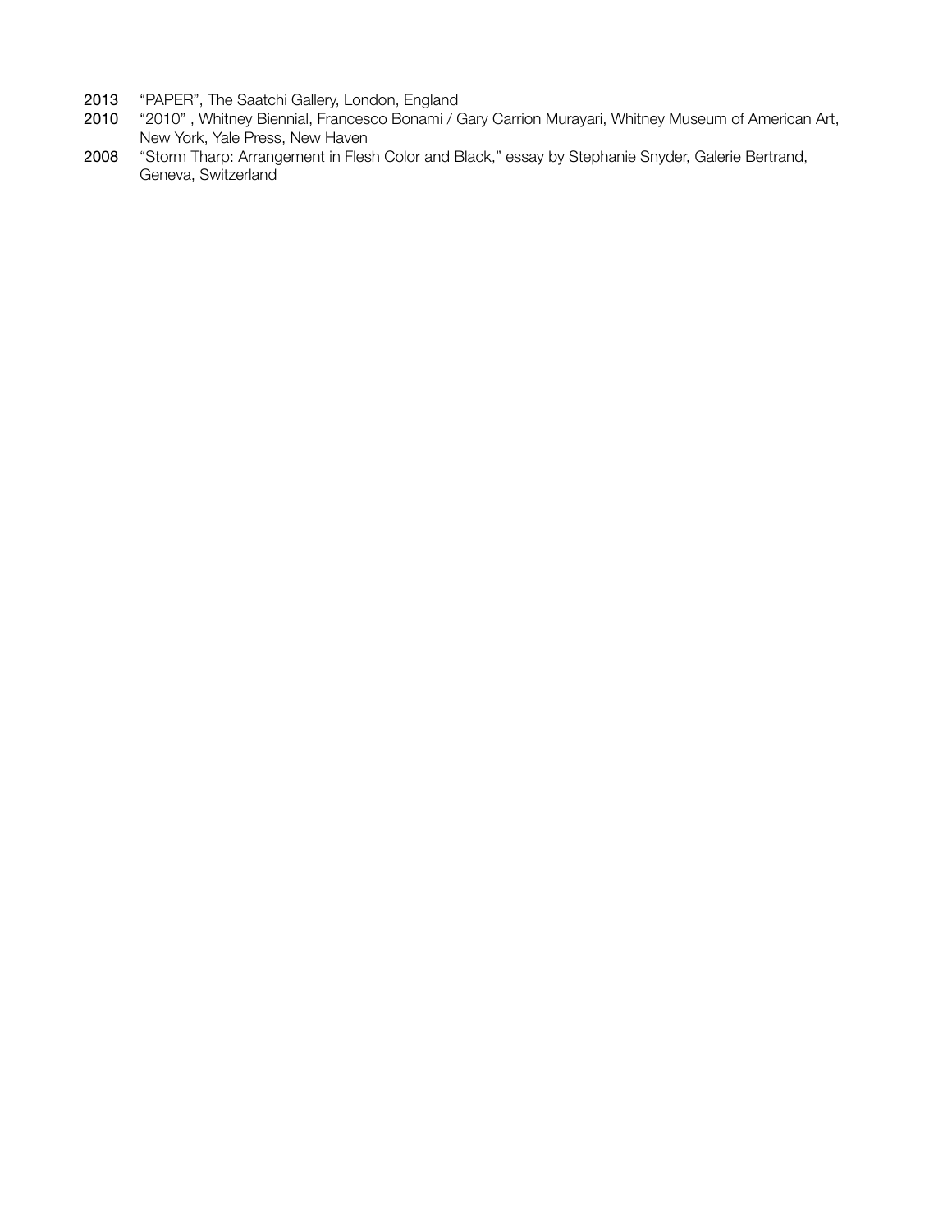2013 "PAPER", The Saatchi Gallery, London, England

2010 "2010" , Whitney Biennial, Francesco Bonami / Gary Carrion Murayari, Whitney Museum of American Art, New York, Yale Press, New Haven

2008 "Storm Tharp: Arrangement in Flesh Color and Black," essay by Stephanie Snyder, Galerie Bertrand, Geneva, Switzerland